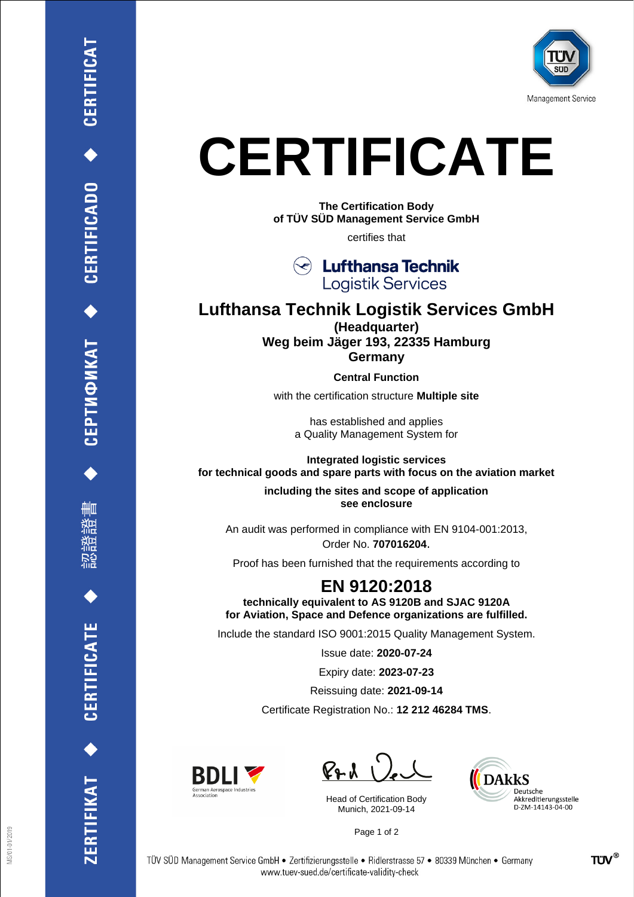# CERTIFICATE

**The Certification Body**
**of TÜV SÜD Management Service GmbH**

certifies that

## Lufthansa Technik Logistik Services GmbH

**(Headquarter)**
**Weg beim Jäger 193, 22335 Hamburg**
**Germany**

**Central Function**

with the certification structure **Multiple site**

has established and applies
a Quality Management System for

**Integrated logistic services**
**for technical goods and spare parts with focus on the aviation market**

**including the sites and scope of application**
**see enclosure**

An audit was performed in compliance with EN 9104-001:2013,
Order No. **707016204**.

Proof has been furnished that the requirements according to

## EN 9120:2018

**technically equivalent to AS 9120B and SJAC 9120A**
**for Aviation, Space and Defence organizations are fulfilled.**

Include the standard ISO 9001:2015 Quality Management System.

Issue date: **2020-07-24**

Expiry date: **2023-07-23**

Reissuing date: **2021-09-14**

Certificate Registration No.: **12 212 46284 TMS**.

Head of Certification Body
Munich, 2021-09-14

DAkkS Deutsche Akkreditierungsstelle D-ZM-14143-04-00

TÜV SÜD Management Service GmbH • Zertifizierungsstelle • Ridlerstrasse 57 • 80339 München • Germany
www.tuev-sued.de/certificate-validity-check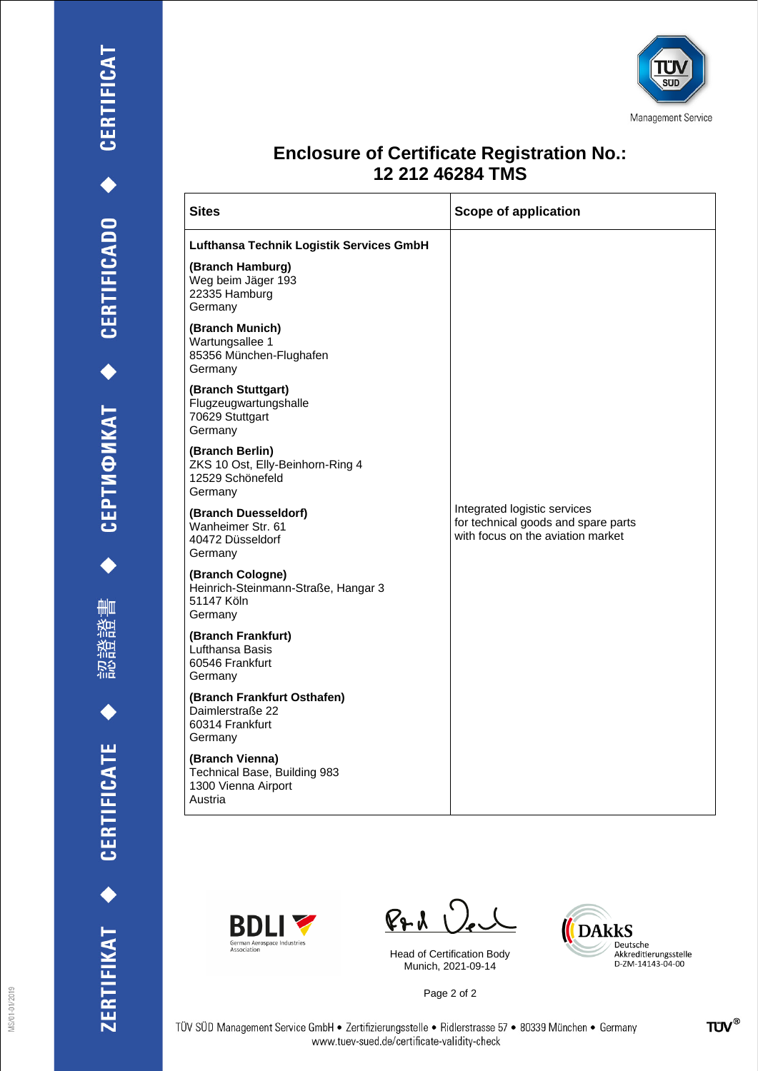TÜV SÜD

Management Service

# Enclosure of Certificate Registration No.: 12 212 46284 TMS

| Sites | Scope of application |
|---|---|
| **Lufthansa Technik Logistik Services GmbH**<br><br>**(Branch Hamburg)**<br>Weg beim Jäger 193<br>22335 Hamburg<br>Germany<br><br>**(Branch Munich)**<br>Wartungsallee 1<br>85356 München-Flughafen<br>Germany<br><br>**(Branch Stuttgart)**<br>Flugzeugwartungshalle<br>70629 Stuttgart<br>Germany<br><br>**(Branch Berlin)**<br>ZKS 10 Ost, Elly-Beinhorn-Ring 4<br>12529 Schönefeld<br>Germany<br><br>**(Branch Duesseldorf)**<br>Wanheimer Str. 61<br>40472 Düsseldorf<br>Germany<br><br>**(Branch Cologne)**<br>Heinrich-Steinmann-Straße, Hangar 3<br>51147 Köln<br>Germany<br><br>**(Branch Frankfurt)**<br>Lufthansa Basis<br>60546 Frankfurt<br>Germany<br><br>**(Branch Frankfurt Osthafen)**<br>Daimlerstraße 22<br>60314 Frankfurt<br>Germany<br><br>**(Branch Vienna)**<br>Technical Base, Building 983<br>1300 Vienna Airport<br>Austria | Integrated logistic services for technical goods and spare parts with focus on the aviation market |

BDLI German Aerospace Industries Association

Head of Certification Body
Munich, 2021-09-14

DAkkS Deutsche Akkreditierungsstelle D-ZM-14143-04-00

TÜV SÜD Management Service GmbH • Zertifizierungsstelle • Ridlerstrasse 57 • 80339 München • Germany
www.tuev-sued.de/certificate-validity-check